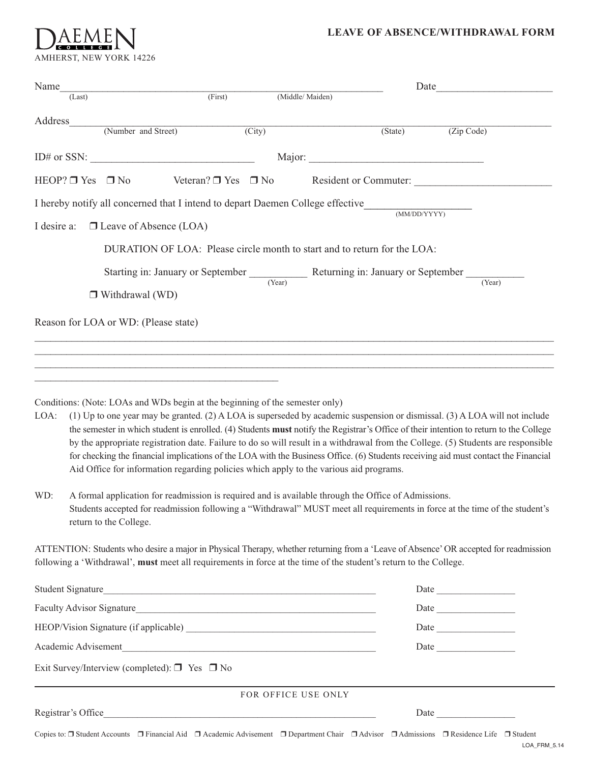DAEMEN COLLEGE
AMHERST, NEW YORK 14226

# LEAVE OF ABSENCE/WITHDRAWAL FORM

Name_______________________________________________ Date____________________
(Last) (First) (Middle/ Maiden)

Address_______________________________________________________________________
(Number and Street) (City) (State) (Zip Code)

ID# or SSN: ____________________________ Major: ______________________________

HEOP? ❐ Yes ❐ No Veteran? ❐ Yes ❐ No Resident or Commuter: ______________________

I hereby notify all concerned that I intend to depart Daemen College effective________________
(MM/DD/YYYY)

I desire a: ❐ Leave of Absence (LOA)

DURATION OF LOA: Please circle month to start and to return for the LOA:

Starting in: January or September __________ Returning in: January or September __________
(Year) (Year)

❐ Withdrawal (WD)

Reason for LOA or WD: (Please state)

_______________________________________________________________________________

_______________________________________________________________________________

_______________________________________________________________________________

________________________________________

Conditions: (Note: LOAs and WDs begin at the beginning of the semester only)

LOA: (1) Up to one year may be granted. (2) A LOA is superseded by academic suspension or dismissal. (3) A LOA will not include the semester in which student is enrolled. (4) Students **must** notify the Registrar's Office of their intention to return to the College by the appropriate registration date. Failure to do so will result in a withdrawal from the College. (5) Students are responsible for checking the financial implications of the LOA with the Business Office. (6) Students receiving aid must contact the Financial Aid Office for information regarding policies which apply to the various aid programs.

WD: A formal application for readmission is required and is available through the Office of Admissions. Students accepted for readmission following a "Withdrawal" MUST meet all requirements in force at the time of the student's return to the College.

ATTENTION: Students who desire a major in Physical Therapy, whether returning from a 'Leave of Absence' OR accepted for readmission following a 'Withdrawal', **must** meet all requirements in force at the time of the student's return to the College.

Student Signature____________________________________________ Date ______________

Faculty Advisor Signature______________________________________ Date ______________

HEOP/Vision Signature (if applicable) __________________________ Date ______________

Academic Advisement_________________________________________ Date ______________

Exit Survey/Interview (completed): ❐ Yes ❐ No

---

FOR OFFICE USE ONLY

Registrar's Office____________________________________________ Date ______________

Copies to: ❐ Student Accounts ❐ Financial Aid ❐ Academic Advisement ❐ Department Chair ❐ Advisor ❐ Admissions ❐ Residence Life ❐ Student

LOA_FRM_5.14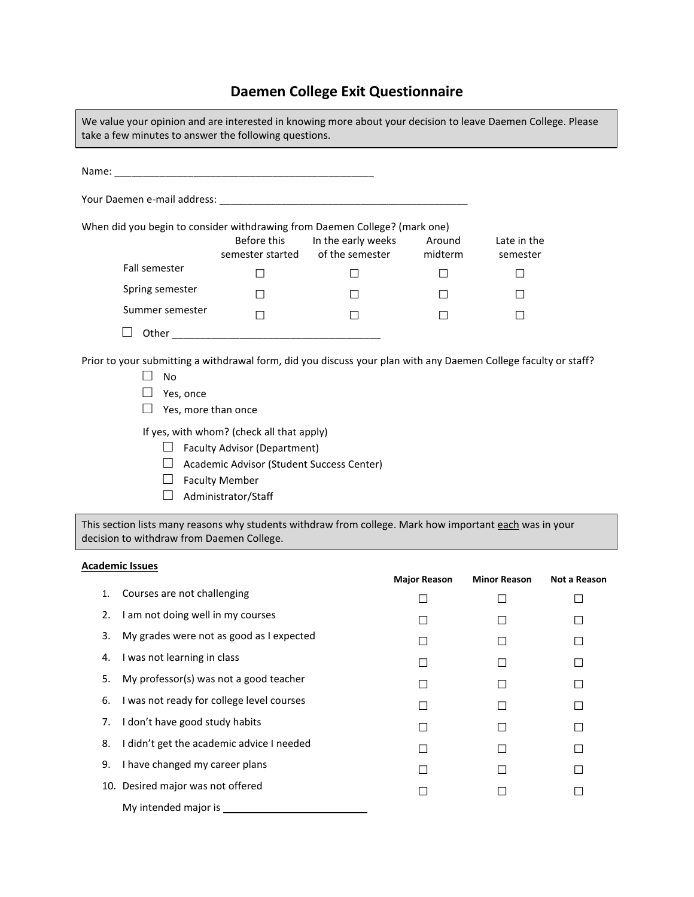# Daemen College Exit Questionnaire

> We value your opinion and are interested in knowing more about your decision to leave Daemen College. Please take a few minutes to answer the following questions.

Name: ______________________________________________

Your Daemen e-mail address: ______________________________________________

When did you begin to consider withdrawing from Daemen College? (mark one)

| | Before this semester started | In the early weeks of the semester | Around midterm | Late in the semester |
|---|---|---|---|---|
| Fall semester | ☐ | ☐ | ☐ | ☐ |
| Spring semester | ☐ | ☐ | ☐ | ☐ |
| Summer semester | ☐ | ☐ | ☐ | ☐ |

☐ Other ____________________________________

Prior to your submitting a withdrawal form, did you discuss your plan with any Daemen College faculty or staff?

- ☐ No
- ☐ Yes, once
- ☐ Yes, more than once

If yes, with whom? (check all that apply)

- ☐ Faculty Advisor (Department)
- ☐ Academic Advisor (Student Success Center)
- ☐ Faculty Member
- ☐ Administrator/Staff

> This section lists many reasons why students withdraw from college. Mark how important each was in your decision to withdraw from Daemen College.

**Academic Issues**

| | | Major Reason | Minor Reason | Not a Reason |
|---|---|---|---|---|
| 1. | Courses are not challenging | ☐ | ☐ | ☐ |
| 2. | I am not doing well in my courses | ☐ | ☐ | ☐ |
| 3. | My grades were not as good as I expected | ☐ | ☐ | ☐ |
| 4. | I was not learning in class | ☐ | ☐ | ☐ |
| 5. | My professor(s) was not a good teacher | ☐ | ☐ | ☐ |
| 6. | I was not ready for college level courses | ☐ | ☐ | ☐ |
| 7. | I don't have good study habits | ☐ | ☐ | ☐ |
| 8. | I didn't get the academic advice I needed | ☐ | ☐ | ☐ |
| 9. | I have changed my career plans | ☐ | ☐ | ☐ |
| 10. | Desired major was not offered | ☐ | ☐ | ☐ |

My intended major is ________________________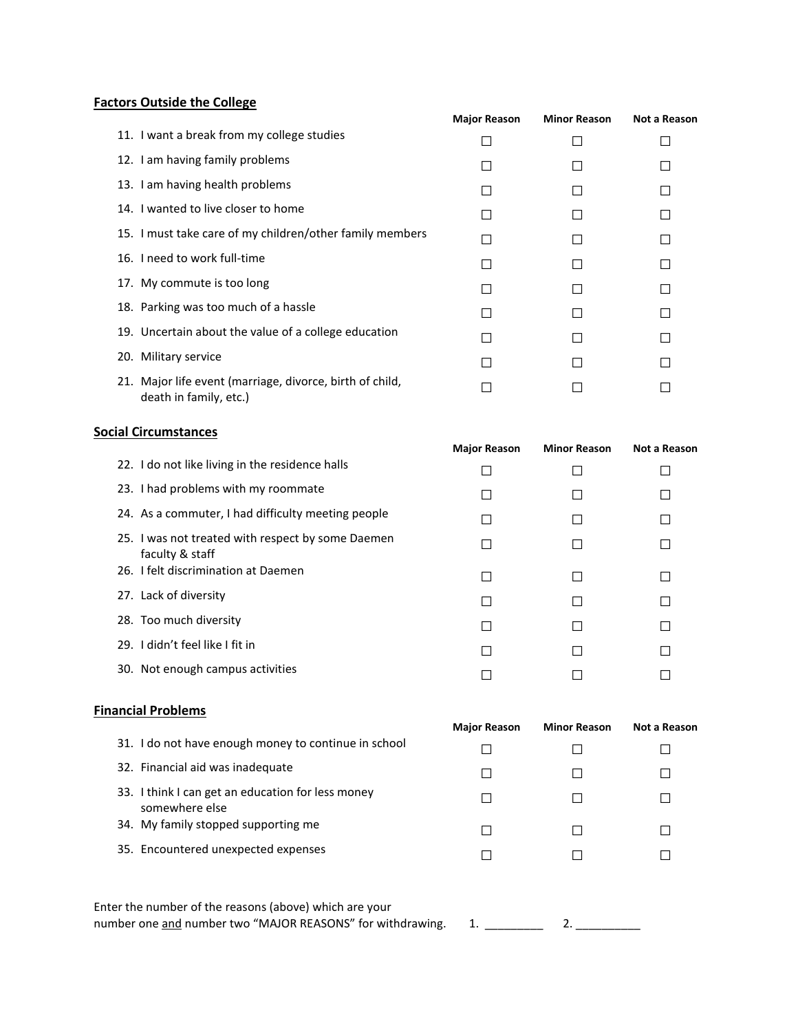**Factors Outside the College**

| | Major Reason | Minor Reason | Not a Reason |
|---|---|---|---|
| 11. I want a break from my college studies | ☐ | ☐ | ☐ |
| 12. I am having family problems | ☐ | ☐ | ☐ |
| 13. I am having health problems | ☐ | ☐ | ☐ |
| 14. I wanted to live closer to home | ☐ | ☐ | ☐ |
| 15. I must take care of my children/other family members | ☐ | ☐ | ☐ |
| 16. I need to work full-time | ☐ | ☐ | ☐ |
| 17. My commute is too long | ☐ | ☐ | ☐ |
| 18. Parking was too much of a hassle | ☐ | ☐ | ☐ |
| 19. Uncertain about the value of a college education | ☐ | ☐ | ☐ |
| 20. Military service | ☐ | ☐ | ☐ |
| 21. Major life event (marriage, divorce, birth of child, death in family, etc.) | ☐ | ☐ | ☐ |

**Social Circumstances**

| | Major Reason | Minor Reason | Not a Reason |
|---|---|---|---|
| 22. I do not like living in the residence halls | ☐ | ☐ | ☐ |
| 23. I had problems with my roommate | ☐ | ☐ | ☐ |
| 24. As a commuter, I had difficulty meeting people | ☐ | ☐ | ☐ |
| 25. I was not treated with respect by some Daemen faculty & staff | ☐ | ☐ | ☐ |
| 26. I felt discrimination at Daemen | ☐ | ☐ | ☐ |
| 27. Lack of diversity | ☐ | ☐ | ☐ |
| 28. Too much diversity | ☐ | ☐ | ☐ |
| 29. I didn't feel like I fit in | ☐ | ☐ | ☐ |
| 30. Not enough campus activities | ☐ | ☐ | ☐ |

**Financial Problems**

| | Major Reason | Minor Reason | Not a Reason |
|---|---|---|---|
| 31. I do not have enough money to continue in school | ☐ | ☐ | ☐ |
| 32. Financial aid was inadequate | ☐ | ☐ | ☐ |
| 33. I think I can get an education for less money somewhere else | ☐ | ☐ | ☐ |
| 34. My family stopped supporting me | ☐ | ☐ | ☐ |
| 35. Encountered unexpected expenses | ☐ | ☐ | ☐ |

Enter the number of the reasons (above) which are your number one and number two "MAJOR REASONS" for withdrawing. 1. _________ 2. __________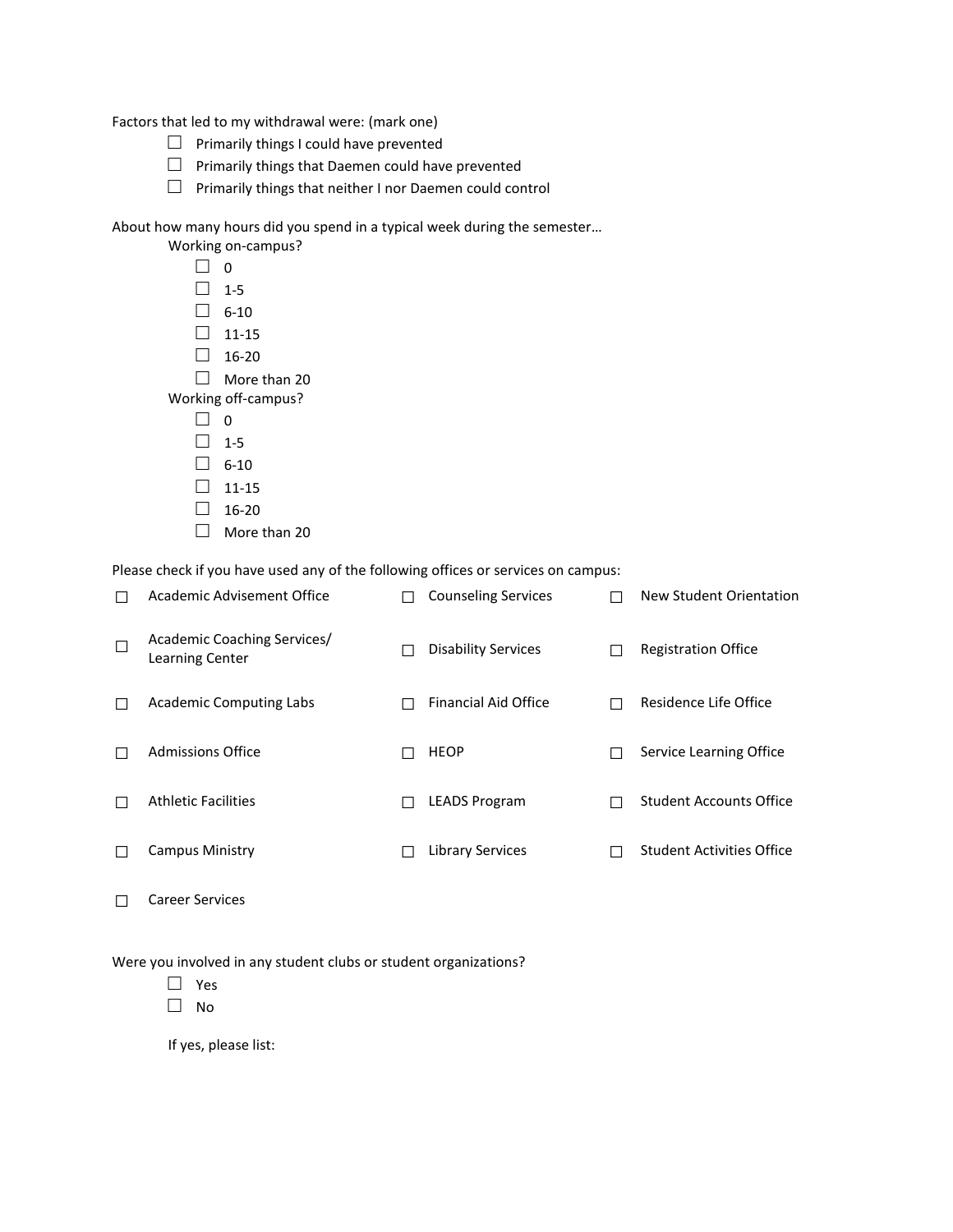Factors that led to my withdrawal were: (mark one)

- ☐ Primarily things I could have prevented
- ☐ Primarily things that Daemen could have prevented
- ☐ Primarily things that neither I nor Daemen could control

About how many hours did you spend in a typical week during the semester…

Working on-campus?

- ☐ 0
- ☐ 1-5
- ☐ 6-10
- ☐ 11-15
- ☐ 16-20
- ☐ More than 20

Working off-campus?

- ☐ 0
- ☐ 1-5
- ☐ 6-10
- ☐ 11-15
- ☐ 16-20
- ☐ More than 20

Please check if you have used any of the following offices or services on campus:

| | | | | | |
|---|---|---|---|---|---|
| ☐ | Academic Advisement Office | ☐ | Counseling Services | ☐ | New Student Orientation |
| ☐ | Academic Coaching Services/ Learning Center | ☐ | Disability Services | ☐ | Registration Office |
| ☐ | Academic Computing Labs | ☐ | Financial Aid Office | ☐ | Residence Life Office |
| ☐ | Admissions Office | ☐ | HEOP | ☐ | Service Learning Office |
| ☐ | Athletic Facilities | ☐ | LEADS Program | ☐ | Student Accounts Office |
| ☐ | Campus Ministry | ☐ | Library Services | ☐ | Student Activities Office |
| ☐ | Career Services | | | | |

Were you involved in any student clubs or student organizations?

- ☐ Yes
- ☐ No

If yes, please list: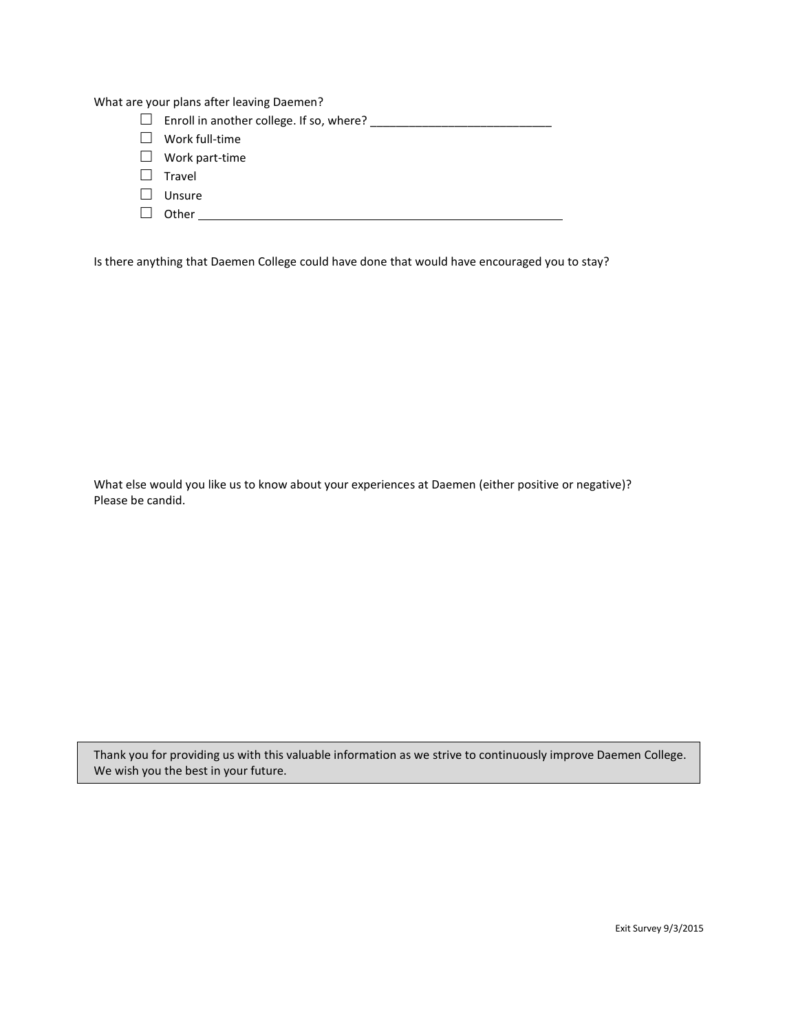What are your plans after leaving Daemen?

- ☐ Enroll in another college. If so, where? ____________________________
- ☐ Work full-time
- ☐ Work part-time
- ☐ Travel
- ☐ Unsure
- ☐ Other ____________________________________________________________

Is there anything that Daemen College could have done that would have encouraged you to stay?

What else would you like us to know about your experiences at Daemen (either positive or negative)? Please be candid.

> Thank you for providing us with this valuable information as we strive to continuously improve Daemen College. We wish you the best in your future.

Exit Survey 9/3/2015